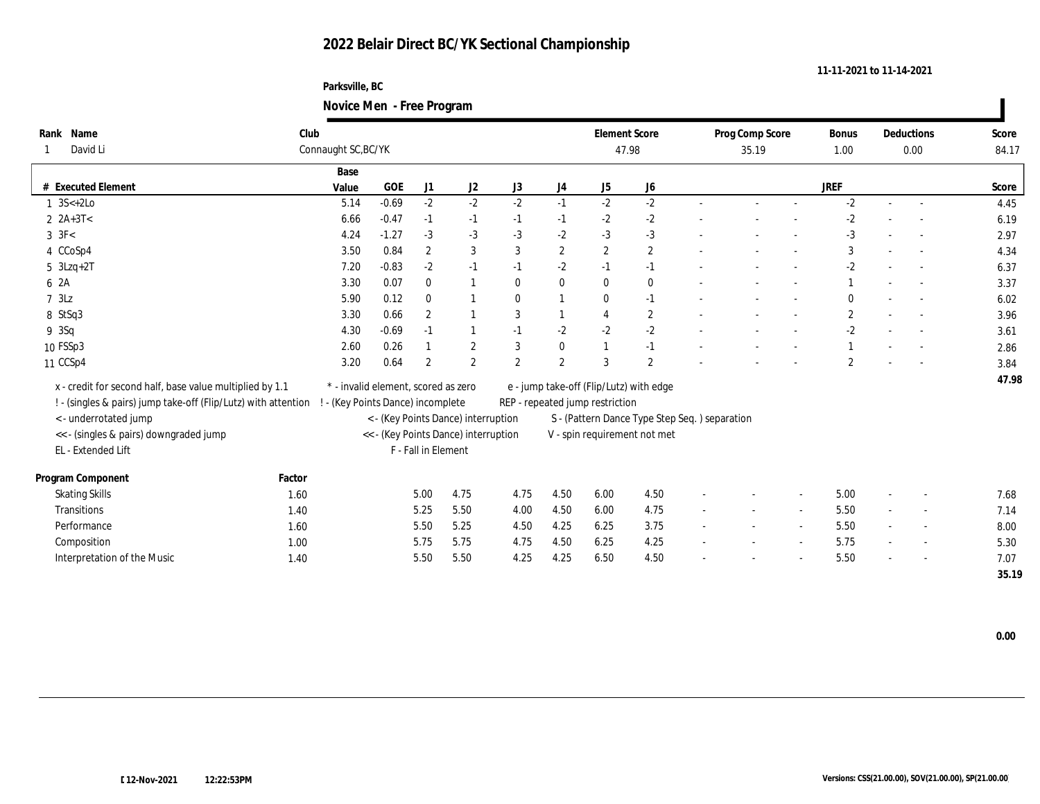# 2022 Belair Direct BC/YK Sectional Championship

11-11-2021 to 11-14-2021

Parksville, BC

**Novice Men - Free Program**

| Rank | Name | Club | Element Score | Prog Comp Score | Bonus | Deductions | Score |
|---|---|---|---|---|---|---|---|
| 1 | David Li | Connaught SC,BC/YK | 47.98 | 35.19 | 1.00 | 0.00 | 84.17 |

| # | Executed Element | Base Value | GOE | J1 | J2 | J3 | J4 | J5 | J6 | | | | JREF | | | Score |
|---|---|---|---|---|---|---|---|---|---|---|---|---|---|---|---|---|
| 1 | 3S<+2Lo | 5.14 | -0.69 | -2 | -2 | -2 | -1 | -2 | -2 | - | - | - | -2 | - | - | 4.45 |
| 2 | 2A+3T< | 6.66 | -0.47 | -1 | -1 | -1 | -1 | -2 | -2 | - | - | - | -2 | - | - | 6.19 |
| 3 | 3F< | 4.24 | -1.27 | -3 | -3 | -3 | -2 | -3 | -3 | - | - | - | -3 | - | - | 2.97 |
| 4 | CCoSp4 | 3.50 | 0.84 | 2 | 3 | 3 | 2 | 2 | 2 | - | - | - | 3 | - | - | 4.34 |
| 5 | 3Lzq+2T | 7.20 | -0.83 | -2 | -1 | -1 | -2 | -1 | -1 | - | - | - | -2 | - | - | 6.37 |
| 6 | 2A | 3.30 | 0.07 | 0 | 1 | 0 | 0 | 0 | 0 | - | - | - | 1 | - | - | 3.37 |
| 7 | 3Lz | 5.90 | 0.12 | 0 | 1 | 0 | 1 | 0 | -1 | - | - | - | 0 | - | - | 6.02 |
| 8 | StSq3 | 3.30 | 0.66 | 2 | 1 | 3 | 1 | 4 | 2 | - | - | - | 2 | - | - | 3.96 |
| 9 | 3Sq | 4.30 | -0.69 | -1 | 1 | -1 | -2 | -2 | -2 | - | - | - | -2 | - | - | 3.61 |
| 10 | FSSp3 | 2.60 | 0.26 | 1 | 2 | 3 | 0 | 1 | -1 | - | - | - | 1 | - | - | 2.86 |
| 11 | CCSp4 | 3.20 | 0.64 | 2 | 2 | 2 | 2 | 3 | 2 | - | - | - | 2 | - | - | 3.84 |
| | | | | | | | | | | | | | | | | 47.98 |

x - credit for second half, base value multiplied by 1.1
! - (singles & pairs) jump take-off (Flip/Lutz) with attention
< - underrotated jump
<< - (singles & pairs) downgraded jump
EL - Extended Lift
* - invalid element, scored as zero
! - (Key Points Dance) incomplete
< - (Key Points Dance) interruption
<< - (Key Points Dance) interruption
F - Fall in Element
e - jump take-off (Flip/Lutz) with edge
REP - repeated jump restriction
S - (Pattern Dance Type Step Seq. ) separation
V - spin requirement not met

| Program Component | Factor | J1 | J2 | J3 | J4 | J5 | J6 | | | | JREF | | | Score |
|---|---|---|---|---|---|---|---|---|---|---|---|---|---|---|
| Skating Skills | 1.60 | 5.00 | 4.75 | 4.75 | 4.50 | 6.00 | 4.50 | - | - | - | 5.00 | - | - | 7.68 |
| Transitions | 1.40 | 5.25 | 5.50 | 4.00 | 4.50 | 6.00 | 4.75 | - | - | - | 5.50 | - | - | 7.14 |
| Performance | 1.60 | 5.50 | 5.25 | 4.50 | 4.25 | 6.25 | 3.75 | - | - | - | 5.50 | - | - | 8.00 |
| Composition | 1.00 | 5.75 | 5.75 | 4.75 | 4.50 | 6.25 | 4.25 | - | - | - | 5.75 | - | - | 5.30 |
| Interpretation of the Music | 1.40 | 5.50 | 5.50 | 4.25 | 4.25 | 6.50 | 4.50 | - | - | - | 5.50 | - | - | 7.07 |
| | | | | | | | | | | | | | | 35.19 |

0.00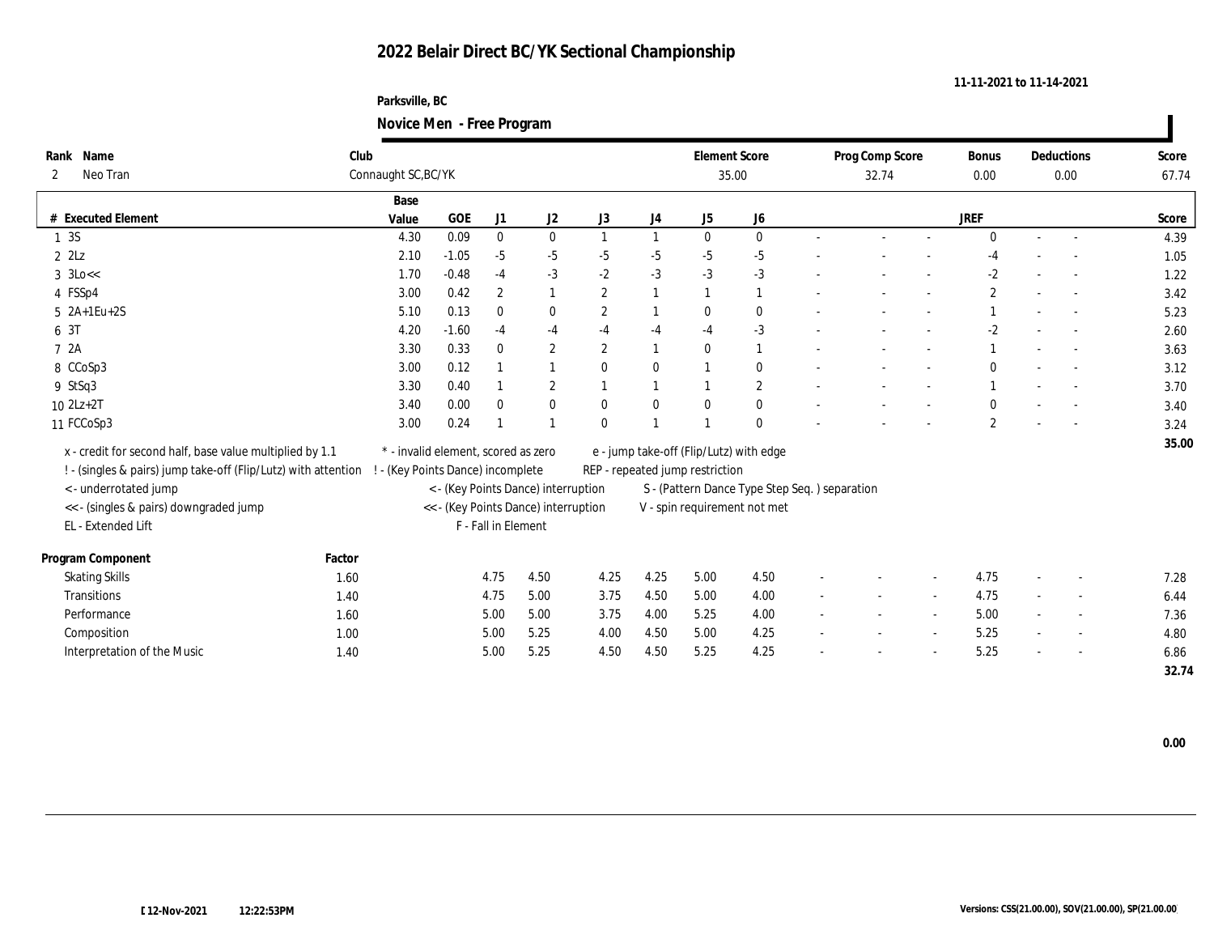# 2022 Belair Direct BC/YK Sectional Championship

11-11-2021 to 11-14-2021

Parksville, BC

## Novice Men - Free Program

| Rank | Name | Club | Element Score | Prog Comp Score | Bonus | Deductions | Score |
|---|---|---|---|---|---|---|---|
| 2 | Neo Tran | Connaught SC,BC/YK | 35.00 | 32.74 | 0.00 | 0.00 | 67.74 |

| # | Executed Element | Base Value | GOE | J1 | J2 | J3 | J4 | J5 | J6 | | | | JREF | | | Score |
|---|---|---|---|---|---|---|---|---|---|---|---|---|---|---|---|---|
| 1 | 3S | 4.30 | 0.09 | 0 | 0 | 1 | 1 | 0 | 0 | - | - | - | 0 | - | - | 4.39 |
| 2 | 2Lz | 2.10 | -1.05 | -5 | -5 | -5 | -5 | -5 | -5 | - | - | - | -4 | - | - | 1.05 |
| 3 | 3Lo<< | 1.70 | -0.48 | -4 | -3 | -2 | -3 | -3 | -3 | - | - | - | -2 | - | - | 1.22 |
| 4 | FSSp4 | 3.00 | 0.42 | 2 | 1 | 2 | 1 | 1 | 1 | - | - | - | 2 | - | - | 3.42 |
| 5 | 2A+1Eu+2S | 5.10 | 0.13 | 0 | 0 | 2 | 1 | 0 | 0 | - | - | - | 1 | - | - | 5.23 |
| 6 | 3T | 4.20 | -1.60 | -4 | -4 | -4 | -4 | -4 | -3 | - | - | - | -2 | - | - | 2.60 |
| 7 | 2A | 3.30 | 0.33 | 0 | 2 | 2 | 1 | 0 | 1 | - | - | - | 1 | - | - | 3.63 |
| 8 | CCoSp3 | 3.00 | 0.12 | 1 | 1 | 0 | 0 | 1 | 0 | - | - | - | 0 | - | - | 3.12 |
| 9 | StSq3 | 3.30 | 0.40 | 1 | 2 | 1 | 1 | 1 | 2 | - | - | - | 1 | - | - | 3.70 |
| 10 | 2Lz+2T | 3.40 | 0.00 | 0 | 0 | 0 | 0 | 0 | 0 | - | - | - | 0 | - | - | 3.40 |
| 11 | FCCoSp3 | 3.00 | 0.24 | 1 | 1 | 0 | 1 | 1 | 0 | - | - | - | 2 | - | - | 3.24 |
| | | | | | | | | | | | | | | | | 35.00 |

x - credit for second half, base value multiplied by 1.1
! - (singles & pairs) jump take-off (Flip/Lutz) with attention
< - underrotated jump
<< - (singles & pairs) downgraded jump
EL - Extended Lift
\* - invalid element, scored as zero
! - (Key Points Dance) incomplete
< - (Key Points Dance) interruption
<< - (Key Points Dance) interruption
F - Fall in Element
e - jump take-off (Flip/Lutz) with edge
REP - repeated jump restriction
S - (Pattern Dance Type Step Seq. ) separation
V - spin requirement not met

| Program Component | Factor | J1 | J2 | J3 | J4 | J5 | J6 | | | | JREF | | | Score |
|---|---|---|---|---|---|---|---|---|---|---|---|---|---|---|
| Skating Skills | 1.60 | 4.75 | 4.50 | 4.25 | 4.25 | 5.00 | 4.50 | - | - | - | 4.75 | - | - | 7.28 |
| Transitions | 1.40 | 4.75 | 5.00 | 3.75 | 4.50 | 5.00 | 4.00 | - | - | - | 4.75 | - | - | 6.44 |
| Performance | 1.60 | 5.00 | 5.00 | 3.75 | 4.00 | 5.25 | 4.00 | - | - | - | 5.00 | - | - | 7.36 |
| Composition | 1.00 | 5.00 | 5.25 | 4.00 | 4.50 | 5.00 | 4.25 | - | - | - | 5.25 | - | - | 4.80 |
| Interpretation of the Music | 1.40 | 5.00 | 5.25 | 4.50 | 4.50 | 5.25 | 4.25 | - | - | - | 5.25 | - | - | 6.86 |
| | | | | | | | | | | | | | | 32.74 |

0.00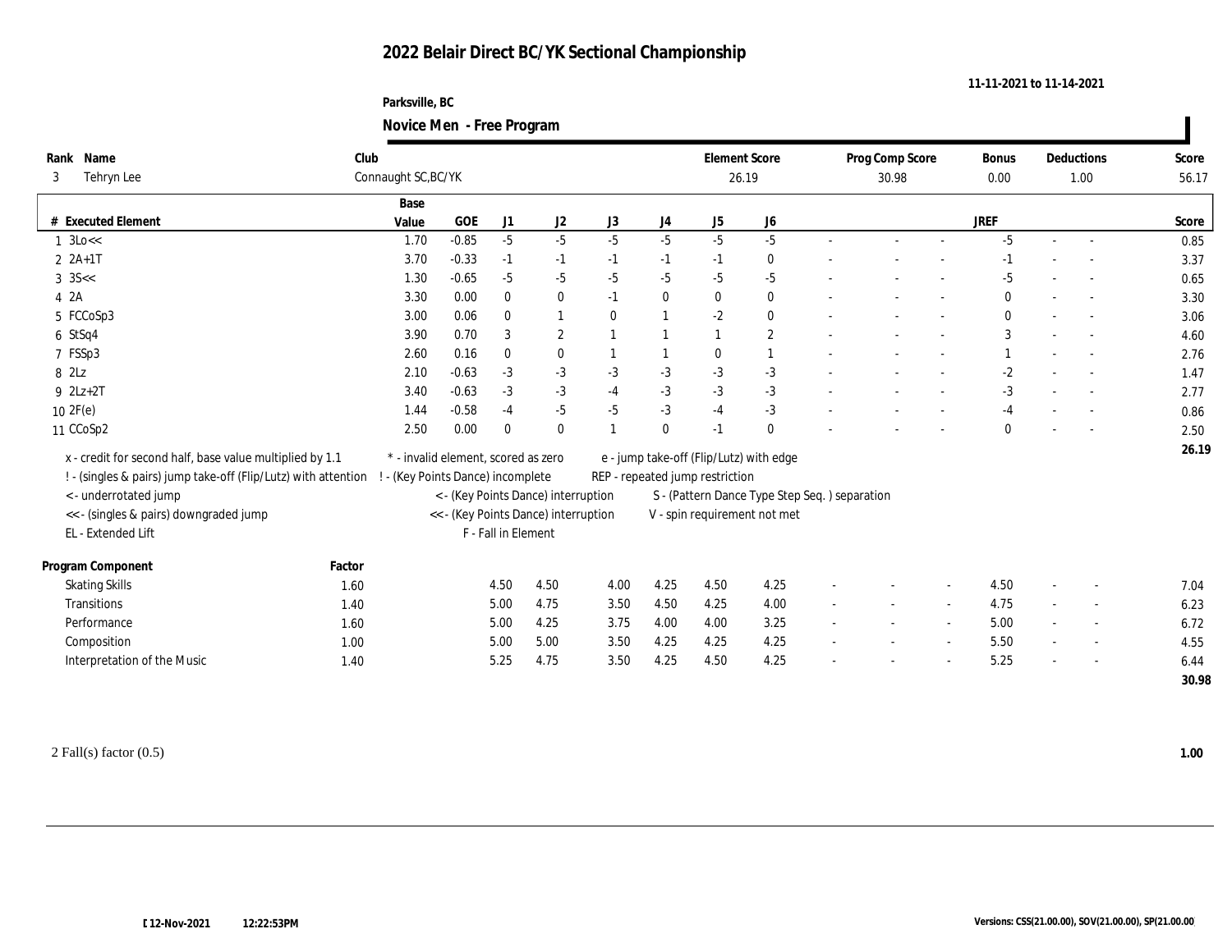# 2022 Belair Direct BC/YK Sectional Championship

Parksville, BC

11-11-2021 to 11-14-2021

## Novice Men - Free Program

| Rank | Name | Club | Element Score | Prog Comp Score | Bonus | Deductions | Score |
|---|---|---|---|---|---|---|---|
| 3 | Tehryn Lee | Connaught SC,BC/YK | 26.19 | 30.98 | 0.00 | 1.00 | 56.17 |

| # | Executed Element | Base Value | GOE | J1 | J2 | J3 | J4 | J5 | J6 | | | | JREF | | | Score |
|---|---|---|---|---|---|---|---|---|---|---|---|---|---|---|---|---|
| 1 | 3Lo<< | 1.70 | -0.85 | -5 | -5 | -5 | -5 | -5 | -5 | - | - | - | -5 | - | - | 0.85 |
| 2 | 2A+1T | 3.70 | -0.33 | -1 | -1 | -1 | -1 | -1 | 0 | - | - | - | -1 | - | - | 3.37 |
| 3 | 3S<< | 1.30 | -0.65 | -5 | -5 | -5 | -5 | -5 | -5 | - | - | - | -5 | - | - | 0.65 |
| 4 | 2A | 3.30 | 0.00 | 0 | 0 | -1 | 0 | 0 | 0 | - | - | - | 0 | - | - | 3.30 |
| 5 | FCCoSp3 | 3.00 | 0.06 | 0 | 1 | 0 | 1 | -2 | 0 | - | - | - | 0 | - | - | 3.06 |
| 6 | StSq4 | 3.90 | 0.70 | 3 | 2 | 1 | 1 | 1 | 2 | - | - | - | 3 | - | - | 4.60 |
| 7 | FSSp3 | 2.60 | 0.16 | 0 | 0 | 1 | 1 | 0 | 1 | - | - | - | 1 | - | - | 2.76 |
| 8 | 2Lz | 2.10 | -0.63 | -3 | -3 | -3 | -3 | -3 | -3 | - | - | - | -2 | - | - | 1.47 |
| 9 | 2Lz+2T | 3.40 | -0.63 | -3 | -3 | -4 | -3 | -3 | -3 | - | - | - | -3 | - | - | 2.77 |
| 10 | 2F(e) | 1.44 | -0.58 | -4 | -5 | -5 | -3 | -4 | -3 | - | - | - | -4 | - | - | 0.86 |
| 11 | CCoSp2 | 2.50 | 0.00 | 0 | 0 | 1 | 0 | -1 | 0 | - | - | - | 0 | - | - | 2.50 |
| | | | | | | | | | | | | | | | | 26.19 |

x - credit for second half, base value multiplied by 1.1
! - (singles & pairs) jump take-off (Flip/Lutz) with attention
< - underrotated jump
<< - (singles & pairs) downgraded jump
EL - Extended Lift
* - invalid element, scored as zero
! - (Key Points Dance) incomplete
< - (Key Points Dance) interruption
<< - (Key Points Dance) interruption
F - Fall in Element
e - jump take-off (Flip/Lutz) with edge
REP - repeated jump restriction
S - (Pattern Dance Type Step Seq. ) separation
V - spin requirement not met

| Program Component | Factor | J1 | J2 | J3 | J4 | J5 | J6 | | | | JREF | | | Score |
|---|---|---|---|---|---|---|---|---|---|---|---|---|---|---|
| Skating Skills | 1.60 | 4.50 | 4.50 | 4.00 | 4.25 | 4.50 | 4.25 | - | - | - | 4.50 | - | - | 7.04 |
| Transitions | 1.40 | 5.00 | 4.75 | 3.50 | 4.50 | 4.25 | 4.00 | - | - | - | 4.75 | - | - | 6.23 |
| Performance | 1.60 | 5.00 | 4.25 | 3.75 | 4.00 | 4.00 | 3.25 | - | - | - | 5.00 | - | - | 6.72 |
| Composition | 1.00 | 5.00 | 5.00 | 3.50 | 4.25 | 4.25 | 4.25 | - | - | - | 5.50 | - | - | 4.55 |
| Interpretation of the Music | 1.40 | 5.25 | 4.75 | 3.50 | 4.25 | 4.50 | 4.25 | - | - | - | 5.25 | - | - | 6.44 |
| | | | | | | | | | | | | | | 30.98 |

2 Fall(s) factor (0.5) **1.00**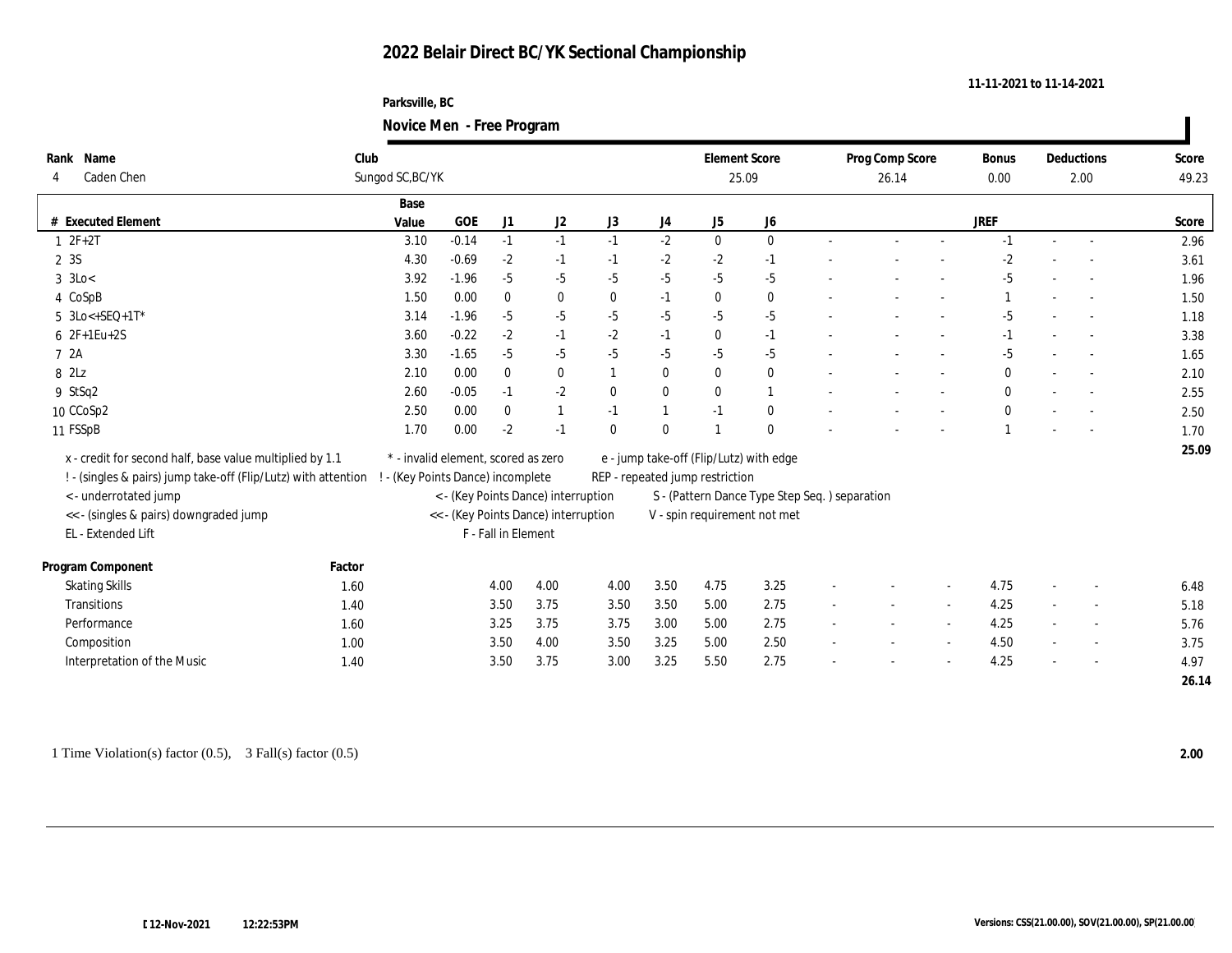# 2022 Belair Direct BC/YK Sectional Championship

11-11-2021 to 11-14-2021

Parksville, BC

**Novice Men - Free Program**

| Rank | Name | Club | Element Score | Prog Comp Score | Bonus | Deductions | Score |
|---|---|---|---|---|---|---|---|
| 4 | Caden Chen | Sungod SC,BC/YK | 25.09 | 26.14 | 0.00 | 2.00 | 49.23 |

| # | Executed Element | Base Value | GOE | J1 | J2 | J3 | J4 | J5 | J6 | - | - | - | JREF | - | - | Score |
|---|---|---|---|---|---|---|---|---|---|---|---|---|---|---|---|---|
| 1 | 2F+2T | 3.10 | -0.14 | -1 | -1 | -1 | -2 | 0 | 0 | - | - | - | -1 | - | - | 2.96 |
| 2 | 3S | 4.30 | -0.69 | -2 | -1 | -1 | -2 | -2 | -1 | - | - | - | -2 | - | - | 3.61 |
| 3 | 3Lo< | 3.92 | -1.96 | -5 | -5 | -5 | -5 | -5 | -5 | - | - | - | -5 | - | - | 1.96 |
| 4 | CoSpB | 1.50 | 0.00 | 0 | 0 | 0 | -1 | 0 | 0 | - | - | - | 1 | - | - | 1.50 |
| 5 | 3Lo<+SEQ+1T* | 3.14 | -1.96 | -5 | -5 | -5 | -5 | -5 | -5 | - | - | - | -5 | - | - | 1.18 |
| 6 | 2F+1Eu+2S | 3.60 | -0.22 | -2 | -1 | -2 | -1 | 0 | -1 | - | - | - | -1 | - | - | 3.38 |
| 7 | 2A | 3.30 | -1.65 | -5 | -5 | -5 | -5 | -5 | -5 | - | - | - | -5 | - | - | 1.65 |
| 8 | 2Lz | 2.10 | 0.00 | 0 | 0 | 1 | 0 | 0 | 0 | - | - | - | 0 | - | - | 2.10 |
| 9 | StSq2 | 2.60 | -0.05 | -1 | -2 | 0 | 0 | 0 | 1 | - | - | - | 0 | - | - | 2.55 |
| 10 | CCoSp2 | 2.50 | 0.00 | 0 | 1 | -1 | 1 | -1 | 0 | - | - | - | 0 | - | - | 2.50 |
| 11 | FSSpB | 1.70 | 0.00 | -2 | -1 | 0 | 0 | 1 | 0 | - | - | - | 1 | - | - | 1.70 |
| | | | | | | | | | | | | | | | | 25.09 |

x - credit for second half, base value multiplied by 1.1
! - (singles & pairs) jump take-off (Flip/Lutz) with attention
< - underrotated jump
<< - (singles & pairs) downgraded jump
EL - Extended Lift
* - invalid element, scored as zero
! - (Key Points Dance) incomplete
< - (Key Points Dance) interruption
<< - (Key Points Dance) interruption
F - Fall in Element
e - jump take-off (Flip/Lutz) with edge
REP - repeated jump restriction
S - (Pattern Dance Type Step Seq. ) separation
V - spin requirement not met

| Program Component | Factor | J1 | J2 | J3 | J4 | J5 | J6 | - | - | - | JREF | - | - | Score |
|---|---|---|---|---|---|---|---|---|---|---|---|---|---|---|
| Skating Skills | 1.60 | 4.00 | 4.00 | 4.00 | 3.50 | 4.75 | 3.25 | - | - | - | 4.75 | - | - | 6.48 |
| Transitions | 1.40 | 3.50 | 3.75 | 3.50 | 3.50 | 5.00 | 2.75 | - | - | - | 4.25 | - | - | 5.18 |
| Performance | 1.60 | 3.25 | 3.75 | 3.75 | 3.00 | 5.00 | 2.75 | - | - | - | 4.25 | - | - | 5.76 |
| Composition | 1.00 | 3.50 | 4.00 | 3.50 | 3.25 | 5.00 | 2.50 | - | - | - | 4.50 | - | - | 3.75 |
| Interpretation of the Music | 1.40 | 3.50 | 3.75 | 3.00 | 3.25 | 5.50 | 2.75 | - | - | - | 4.25 | - | - | 4.97 |
| | | | | | | | | | | | | | | 26.14 |

1 Time Violation(s) factor (0.5), 3 Fall(s) factor (0.5) **2.00**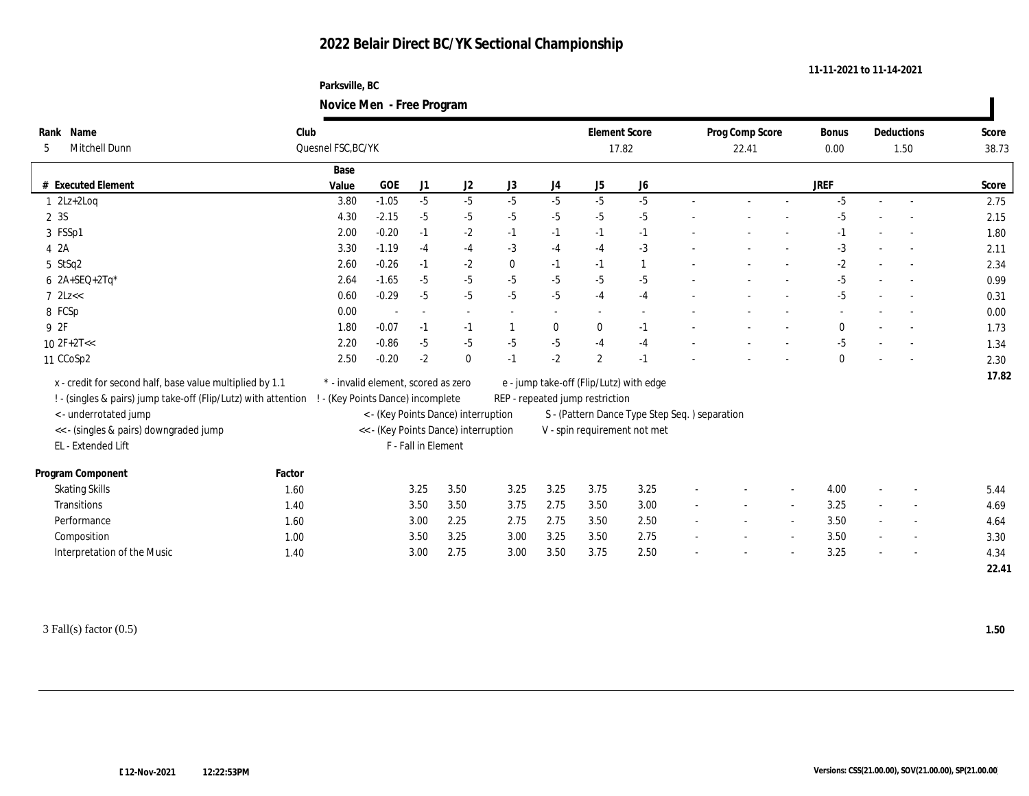# 2022 Belair Direct BC/YK Sectional Championship

11-11-2021 to 11-14-2021

Parksville, BC

## Novice Men - Free Program

| Rank | Name | Club | Element Score | Prog Comp Score | Bonus | Deductions | Score |
|---|---|---|---|---|---|---|---|
| 5 | Mitchell Dunn | Quesnel FSC,BC/YK | 17.82 | 22.41 | 0.00 | 1.50 | 38.73 |

| # | Executed Element | Base Value | GOE | J1 | J2 | J3 | J4 | J5 | J6 | | | | JREF | | | Score |
|---|---|---|---|---|---|---|---|---|---|---|---|---|---|---|---|---|
| 1 | 2Lz+2Loq | 3.80 | -1.05 | -5 | -5 | -5 | -5 | -5 | -5 | - | - | - | -5 | - | - | 2.75 |
| 2 | 3S | 4.30 | -2.15 | -5 | -5 | -5 | -5 | -5 | -5 | - | - | - | -5 | - | - | 2.15 |
| 3 | FSSp1 | 2.00 | -0.20 | -1 | -2 | -1 | -1 | -1 | -1 | - | - | - | -1 | - | - | 1.80 |
| 4 | 2A | 3.30 | -1.19 | -4 | -4 | -3 | -4 | -4 | -3 | - | - | - | -3 | - | - | 2.11 |
| 5 | StSq2 | 2.60 | -0.26 | -1 | -2 | 0 | -1 | -1 | 1 | - | - | - | -2 | - | - | 2.34 |
| 6 | 2A+SEQ+2Tq* | 2.64 | -1.65 | -5 | -5 | -5 | -5 | -5 | -5 | - | - | - | -5 | - | - | 0.99 |
| 7 | 2Lz<< | 0.60 | -0.29 | -5 | -5 | -5 | -5 | -4 | -4 | - | - | - | -5 | - | - | 0.31 |
| 8 | FCSp | 0.00 | - | - | - | - | - | - | - | - | - | - | - | - | - | 0.00 |
| 9 | 2F | 1.80 | -0.07 | -1 | -1 | 1 | 0 | 0 | -1 | - | - | - | 0 | - | - | 1.73 |
| 10 | 2F+2T<< | 2.20 | -0.86 | -5 | -5 | -5 | -5 | -4 | -4 | - | - | - | -5 | - | - | 1.34 |
| 11 | CCoSp2 | 2.50 | -0.20 | -2 | 0 | -1 | -2 | 2 | -1 | - | - | - | 0 | - | - | 2.30 |
| | | | | | | | | | | | | | | | | 17.82 |

x - credit for second half, base value multiplied by 1.1
! - (singles & pairs) jump take-off (Flip/Lutz) with attention
< - underrotated jump
<< - (singles & pairs) downgraded jump
EL - Extended Lift
* - invalid element, scored as zero
! - (Key Points Dance) incomplete
< - (Key Points Dance) interruption
<< - (Key Points Dance) interruption
F - Fall in Element
e - jump take-off (Flip/Lutz) with edge
REP - repeated jump restriction
S - (Pattern Dance Type Step Seq. ) separation
V - spin requirement not met

| Program Component | Factor | J1 | J2 | J3 | J4 | J5 | J6 | | | | JREF | | | Score |
|---|---|---|---|---|---|---|---|---|---|---|---|---|---|---|
| Skating Skills | 1.60 | 3.25 | 3.50 | 3.25 | 3.25 | 3.75 | 3.25 | - | - | - | 4.00 | - | - | 5.44 |
| Transitions | 1.40 | 3.50 | 3.50 | 3.75 | 2.75 | 3.50 | 3.00 | - | - | - | 3.25 | - | - | 4.69 |
| Performance | 1.60 | 3.00 | 2.25 | 2.75 | 2.75 | 3.50 | 2.50 | - | - | - | 3.50 | - | - | 4.64 |
| Composition | 1.00 | 3.50 | 3.25 | 3.00 | 3.25 | 3.50 | 2.75 | - | - | - | 3.50 | - | - | 3.30 |
| Interpretation of the Music | 1.40 | 3.00 | 2.75 | 3.00 | 3.50 | 3.75 | 2.50 | - | - | - | 3.25 | - | - | 4.34 |
| | | | | | | | | | | | | | | 22.41 |

3 Fall(s) factor (0.5) **1.50**